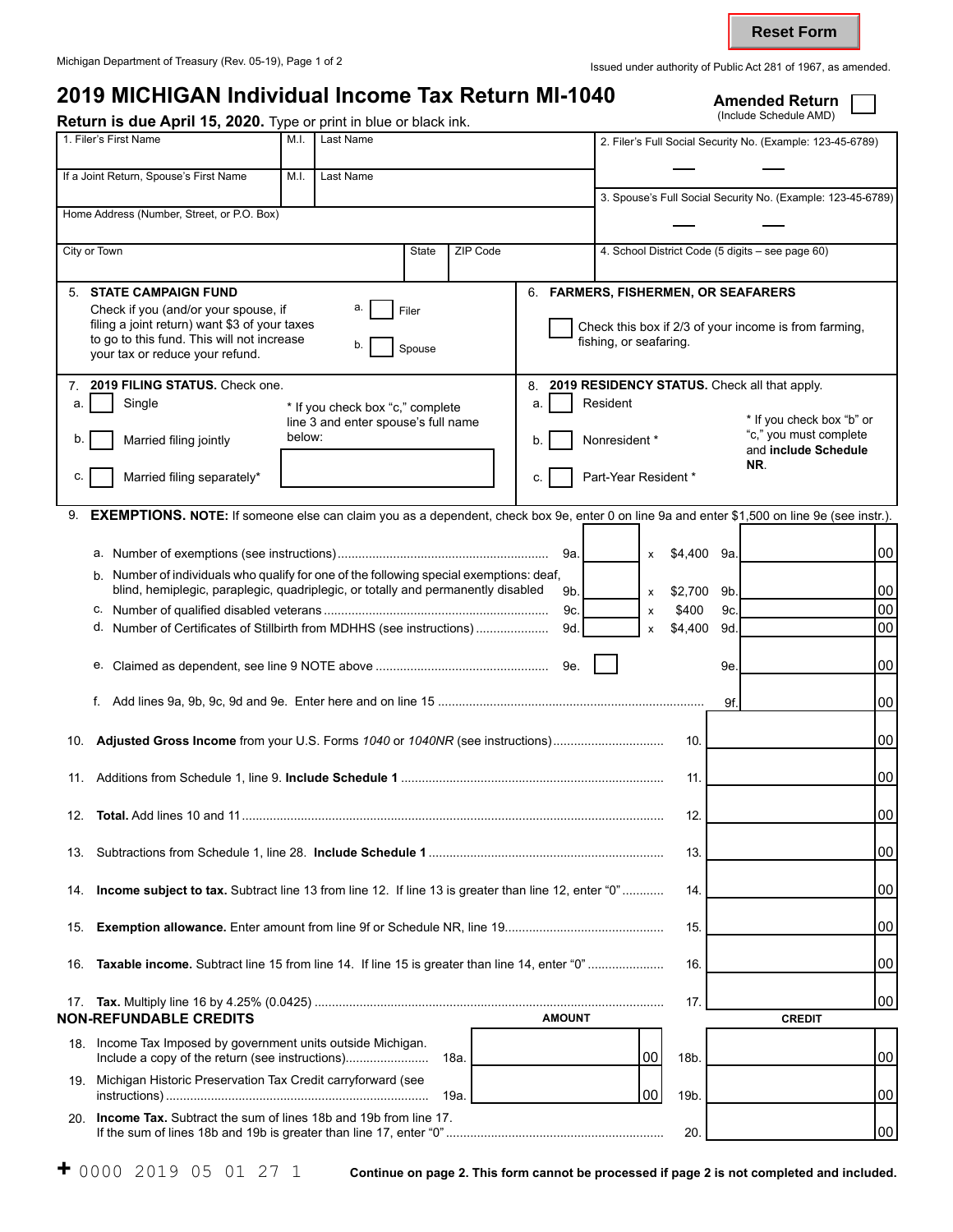Reset Form

Michigan Department of Treasury (Rev. 05-19), Page 1 of 2

Issued under authority of Public Act 281 of 1967, as amended.

# 2019 MICHIGAN Individual Income Tax Return MI-1040

**Amended Return** ☐
(Include Schedule AMD)

**Return is due April 15, 2020.** Type or print in blue or black ink.

| 1. Filer's First Name | M.I. | Last Name | 2. Filer's Full Social Security No. (Example: 123-45-6789) |
|---|---|---|---|
| If a Joint Return, Spouse's First Name | M.I. | Last Name | 3. Spouse's Full Social Security No. (Example: 123-45-6789) |
| Home Address (Number, Street, or P.O. Box) | | | |
| City or Town | State | ZIP Code | 4. School District Code (5 digits – see page 60) |

**5. STATE CAMPAIGN FUND**
Check if you (and/or your spouse, if filing a joint return) want $3 of your taxes to go to this fund. This will not increase your tax or reduce your refund.
a. ☐ Filer
b. ☐ Spouse

**6. FARMERS, FISHERMEN, OR SEAFARERS**
☐ Check this box if 2/3 of your income is from farming, fishing, or seafaring.

**7. 2019 FILING STATUS.** Check one.
a. ☐ Single
b. ☐ Married filing jointly
c. ☐ Married filing separately*

* If you check box "c," complete line 3 and enter spouse's full name below:

**8. 2019 RESIDENCY STATUS.** Check all that apply.
a. ☐ Resident
b. ☐ Nonresident *
c. ☐ Part-Year Resident *

* If you check box "b" or "c," you must complete and **include Schedule NR**.

**9. EXEMPTIONS. NOTE:** If someone else can claim you as a dependent, check box 9e, enter 0 on line 9a and enter $1,500 on line 9e (see instr.).

| | | | | | |
|---|---|---|---|---|---|
| a. Number of exemptions (see instructions) | 9a. | x | $4,400 | 9a. | 00 |
| b. Number of individuals who qualify for one of the following special exemptions: deaf, blind, hemiplegic, paraplegic, quadriplegic, or totally and permanently disabled | 9b. | x | $2,700 | 9b. | 00 |
| c. Number of qualified disabled veterans | 9c. | x | $400 | 9c. | 00 |
| d. Number of Certificates of Stillbirth from MDHHS (see instructions) | 9d. | x | $4,400 | 9d. | 00 |
| e. Claimed as dependent, see line 9 NOTE above | 9e. ☐ | | | 9e. | 00 |
| f. Add lines 9a, 9b, 9c, 9d and 9e. Enter here and on line 15 | | | | 9f. | 00 |

| | | |
|---|---|---|
| 10. **Adjusted Gross Income** from your U.S. Forms *1040* or *1040NR* (see instructions) | 10. | 00 |
| 11. Additions from Schedule 1, line 9. **Include Schedule 1** | 11. | 00 |
| 12. **Total.** Add lines 10 and 11 | 12. | 00 |
| 13. Subtractions from Schedule 1, line 28. **Include Schedule 1** | 13. | 00 |
| 14. **Income subject to tax.** Subtract line 13 from line 12. If line 13 is greater than line 12, enter "0" | 14. | 00 |
| 15. **Exemption allowance.** Enter amount from line 9f or Schedule NR, line 19 | 15. | 00 |
| 16. **Taxable income.** Subtract line 15 from line 14. If line 15 is greater than line 14, enter "0" | 16. | 00 |
| 17. **Tax.** Multiply line 16 by 4.25% (0.0425) | 17. | 00 |

**NON-REFUNDABLE CREDITS**

| | | AMOUNT | | CREDIT |
|---|---|---|---|---|
| 18. Income Tax Imposed by government units outside Michigan. Include a copy of the return (see instructions) | 18a. | 00 | 18b. | 00 |
| 19. Michigan Historic Preservation Tax Credit carryforward (see instructions) | 19a. | 00 | 19b. | 00 |
| 20. **Income Tax.** Subtract the sum of lines 18b and 19b from line 17. If the sum of lines 18b and 19b is greater than line 17, enter "0" | | | 20. | 00 |

+ 0000 2019 05 01 27 1

**Continue on page 2. This form cannot be processed if page 2 is not completed and included.**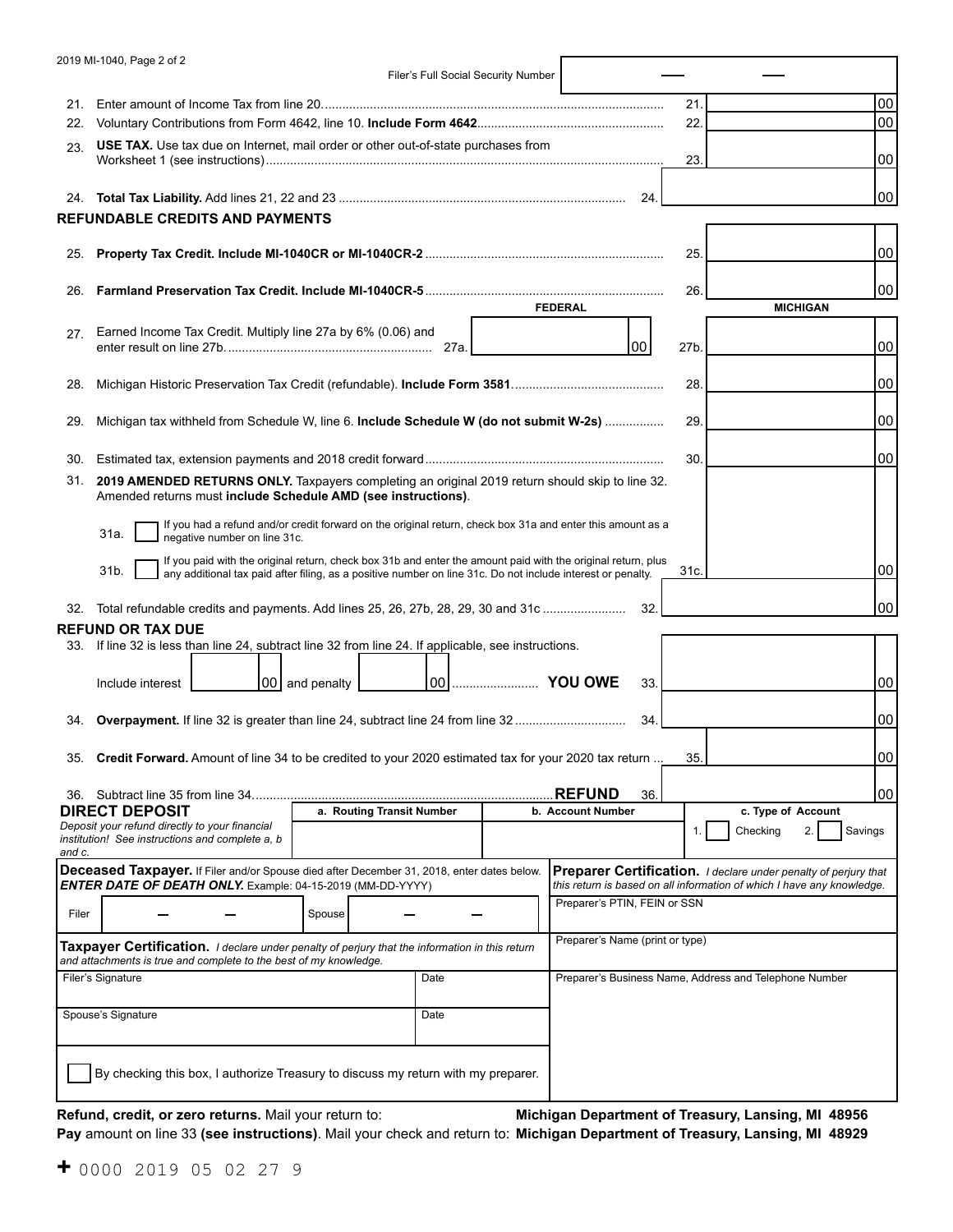2019 MI-1040, Page 2 of 2

Filer's Full Social Security Number

21. Enter amount of Income Tax from line 20 ........ 21. 00
22. Voluntary Contributions from Form 4642, line 10. **Include Form 4642** ........ 22. 00
23. **USE TAX.** Use tax due on Internet, mail order or other out-of-state purchases from Worksheet 1 (see instructions) ........ 23. 00
24. **Total Tax Liability.** Add lines 21, 22 and 23 ........ 24. 00

## REFUNDABLE CREDITS AND PAYMENTS

25. **Property Tax Credit. Include MI-1040CR or MI-1040CR-2** ........ 25. 00
26. **Farmland Preservation Tax Credit. Include MI-1040CR-5** ........ 26. 00

| | FEDERAL | | MICHIGAN |
|---|---|---|---|
| 27. Earned Income Tax Credit. Multiply line 27a by 6% (0.06) and enter result on line 27b. | 27a. 00 | 27b. | 00 |

28. Michigan Historic Preservation Tax Credit (refundable). **Include Form 3581** ........ 28. 00
29. Michigan tax withheld from Schedule W, line 6. **Include Schedule W (do not submit W-2s)** ........ 29. 00
30. Estimated tax, extension payments and 2018 credit forward ........ 30. 00
31. **2019 AMENDED RETURNS ONLY.** Taxpayers completing an original 2019 return should skip to line 32. Amended returns must **include Schedule AMD (see instructions)**.
    - 31a. ☐ If you had a refund and/or credit forward on the original return, check box 31a and enter this amount as a negative number on line 31c.
    - 31b. ☐ If you paid with the original return, check box 31b and enter the amount paid with the original return, plus any additional tax paid after filing, as a positive number on line 31c. Do not include interest or penalty. 31c. 00
32. Total refundable credits and payments. Add lines 25, 26, 27b, 28, 29, 30 and 31c ........ 32. 00

## REFUND OR TAX DUE

33. If line 32 is less than line 24, subtract line 32 from line 24. If applicable, see instructions.
    Include interest ______ 00 and penalty ______ 00 ........ **YOU OWE** 33. 00
34. **Overpayment.** If line 32 is greater than line 24, subtract line 24 from line 32 ........ 34. 00
35. **Credit Forward.** Amount of line 34 to be credited to your 2020 estimated tax for your 2020 tax return ... 35. 00
36. Subtract line 35 from line 34 ........ **REFUND** 36. 00

| **DIRECT DEPOSIT** | a. Routing Transit Number | b. Account Number | c. Type of Account |
|---|---|---|---|
| *Deposit your refund directly to your financial institution! See instructions and complete a, b and c.* | | | 1. ☐ Checking 2. ☐ Savings |

**Deceased Taxpayer.** If Filer and/or Spouse died after December 31, 2018, enter dates below. ***ENTER DATE OF DEATH ONLY.*** Example: 04-15-2019 (MM-DD-YYYY)

Filer ___ — ___ — ___ Spouse ___ — ___ — ___

**Taxpayer Certification.** *I declare under penalty of perjury that the information in this return and attachments is true and complete to the best of my knowledge.*

| Filer's Signature | Date |
|---|---|
| Spouse's Signature | Date |

☐ By checking this box, I authorize Treasury to discuss my return with my preparer.

**Preparer Certification.** *I declare under penalty of perjury that this return is based on all information of which I have any knowledge.*

Preparer's PTIN, FEIN or SSN

Preparer's Name (print or type)

Preparer's Business Name, Address and Telephone Number

**Refund, credit, or zero returns.** Mail your return to: **Michigan Department of Treasury, Lansing, MI 48956**

**Pay** amount on line 33 **(see instructions)**. Mail your check and return to: **Michigan Department of Treasury, Lansing, MI 48929**

+ 0000 2019 05 02 27 9